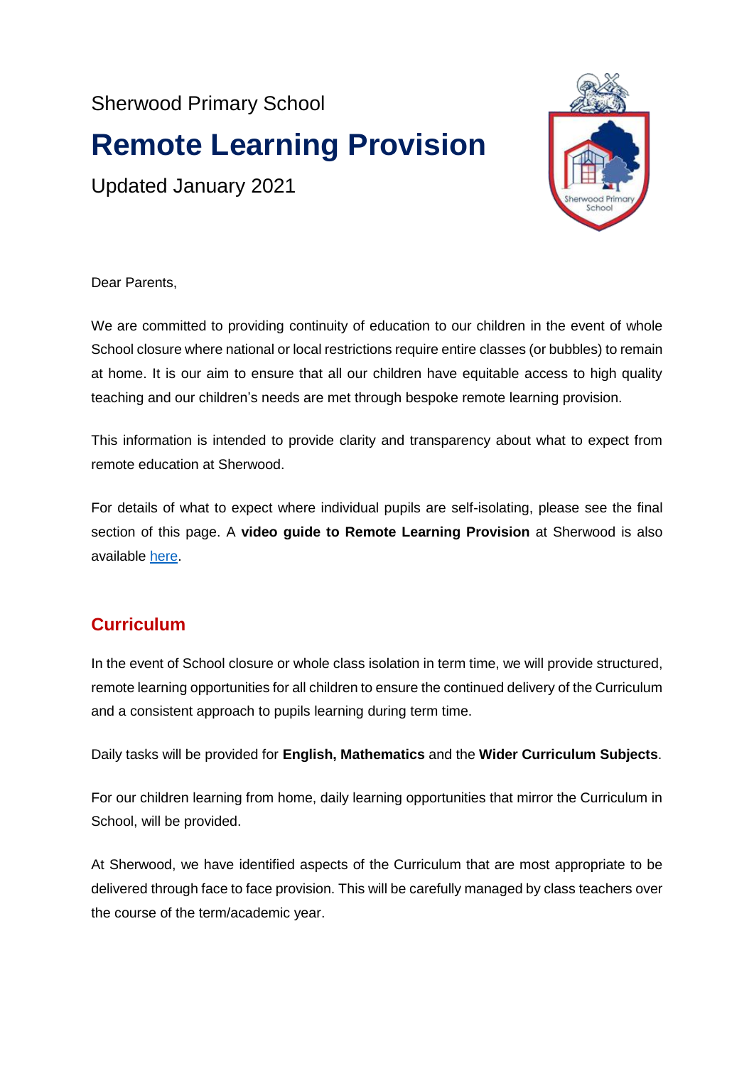Sherwood Primary School

# Remote Learning Provision

Updated January 2021

Dear Parents,

We are committed to providing continuity of education to our children in the event of whole School closure where national or local restrictions require entire classes (or bubbles) to remain at home. It is our aim to ensure that all our children have equitable access to high quality teaching and our children's needs are met through bespoke remote learning provision.

This information is intended to provide clarity and transparency about what to expect from remote education at Sherwood.

For details of what to expect where individual pupils are self-isolating, please see the final section of this page. A **video guide to Remote Learning Provision** at Sherwood is also available here.

## Curriculum

In the event of School closure or whole class isolation in term time, we will provide structured, remote learning opportunities for all children to ensure the continued delivery of the Curriculum and a consistent approach to pupils learning during term time.

Daily tasks will be provided for **English, Mathematics** and the **Wider Curriculum Subjects**.

For our children learning from home, daily learning opportunities that mirror the Curriculum in School, will be provided.

At Sherwood, we have identified aspects of the Curriculum that are most appropriate to be delivered through face to face provision. This will be carefully managed by class teachers over the course of the term/academic year.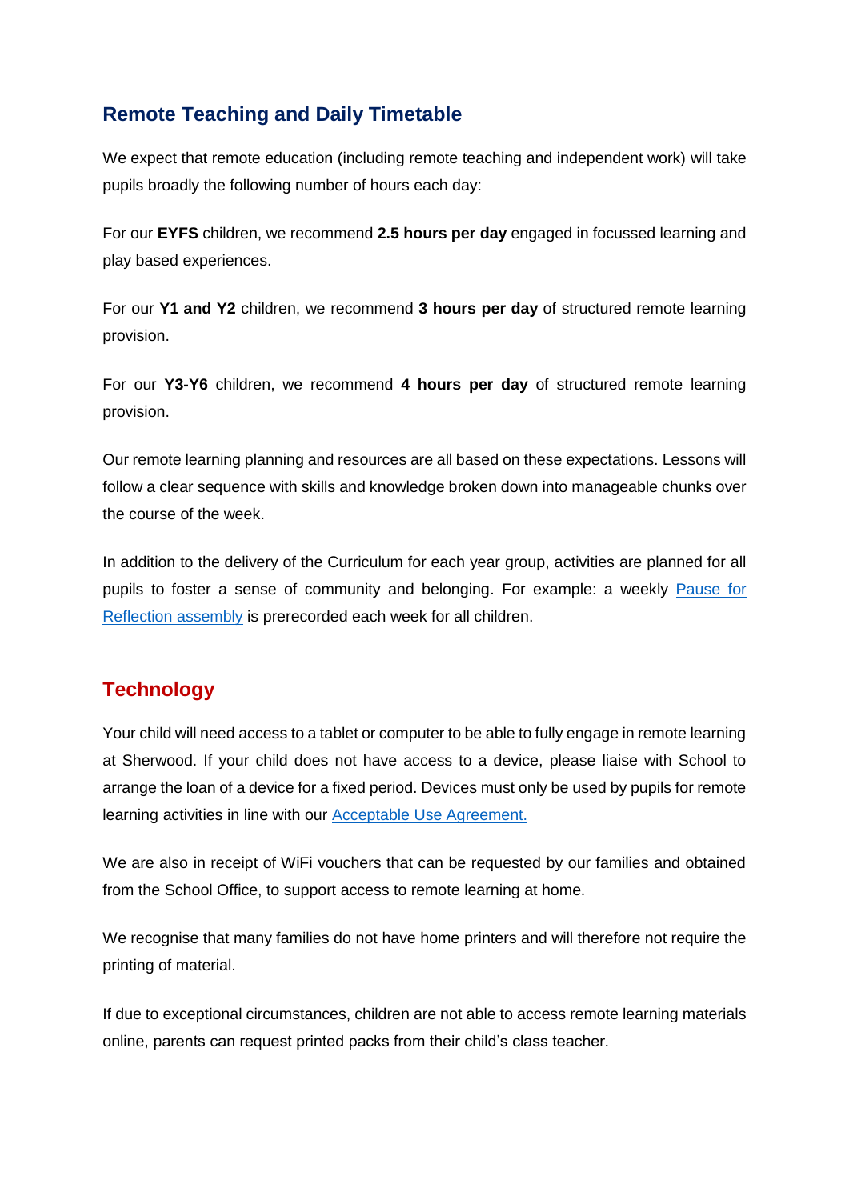## Remote Teaching and Daily Timetable

We expect that remote education (including remote teaching and independent work) will take pupils broadly the following number of hours each day:

For our **EYFS** children, we recommend **2.5 hours per day** engaged in focussed learning and play based experiences.

For our **Y1 and Y2** children, we recommend **3 hours per day** of structured remote learning provision.

For our **Y3-Y6** children, we recommend **4 hours per day** of structured remote learning provision.

Our remote learning planning and resources are all based on these expectations. Lessons will follow a clear sequence with skills and knowledge broken down into manageable chunks over the course of the week.

In addition to the delivery of the Curriculum for each year group, activities are planned for all pupils to foster a sense of community and belonging. For example: a weekly Pause for Reflection assembly is prerecorded each week for all children.

## Technology

Your child will need access to a tablet or computer to be able to fully engage in remote learning at Sherwood. If your child does not have access to a device, please liaise with School to arrange the loan of a device for a fixed period. Devices must only be used by pupils for remote learning activities in line with our Acceptable Use Agreement.

We are also in receipt of WiFi vouchers that can be requested by our families and obtained from the School Office, to support access to remote learning at home.

We recognise that many families do not have home printers and will therefore not require the printing of material.

If due to exceptional circumstances, children are not able to access remote learning materials online, parents can request printed packs from their child's class teacher.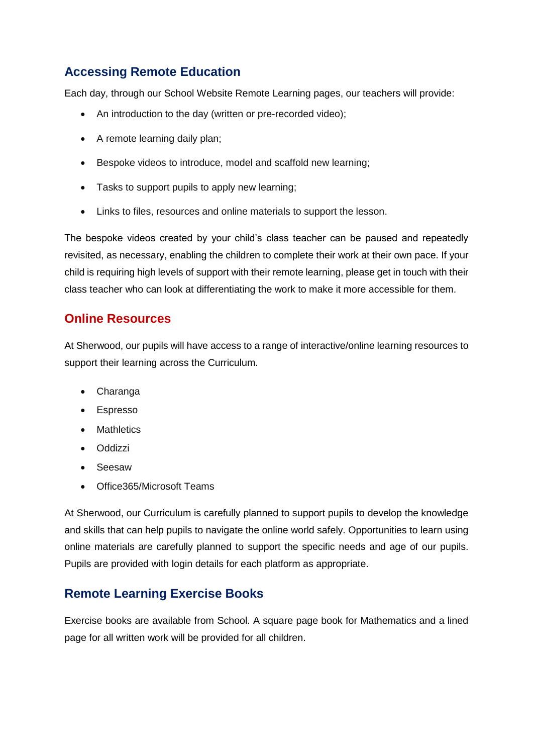## Accessing Remote Education

Each day, through our School Website Remote Learning pages, our teachers will provide:

- An introduction to the day (written or pre-recorded video);
- A remote learning daily plan;
- Bespoke videos to introduce, model and scaffold new learning;
- Tasks to support pupils to apply new learning;
- Links to files, resources and online materials to support the lesson.

The bespoke videos created by your child's class teacher can be paused and repeatedly revisited, as necessary, enabling the children to complete their work at their own pace. If your child is requiring high levels of support with their remote learning, please get in touch with their class teacher who can look at differentiating the work to make it more accessible for them.

## Online Resources

At Sherwood, our pupils will have access to a range of interactive/online learning resources to support their learning across the Curriculum.

- Charanga
- Espresso
- Mathletics
- Oddizzi
- Seesaw
- Office365/Microsoft Teams

At Sherwood, our Curriculum is carefully planned to support pupils to develop the knowledge and skills that can help pupils to navigate the online world safely. Opportunities to learn using online materials are carefully planned to support the specific needs and age of our pupils. Pupils are provided with login details for each platform as appropriate.

## Remote Learning Exercise Books

Exercise books are available from School. A square page book for Mathematics and a lined page for all written work will be provided for all children.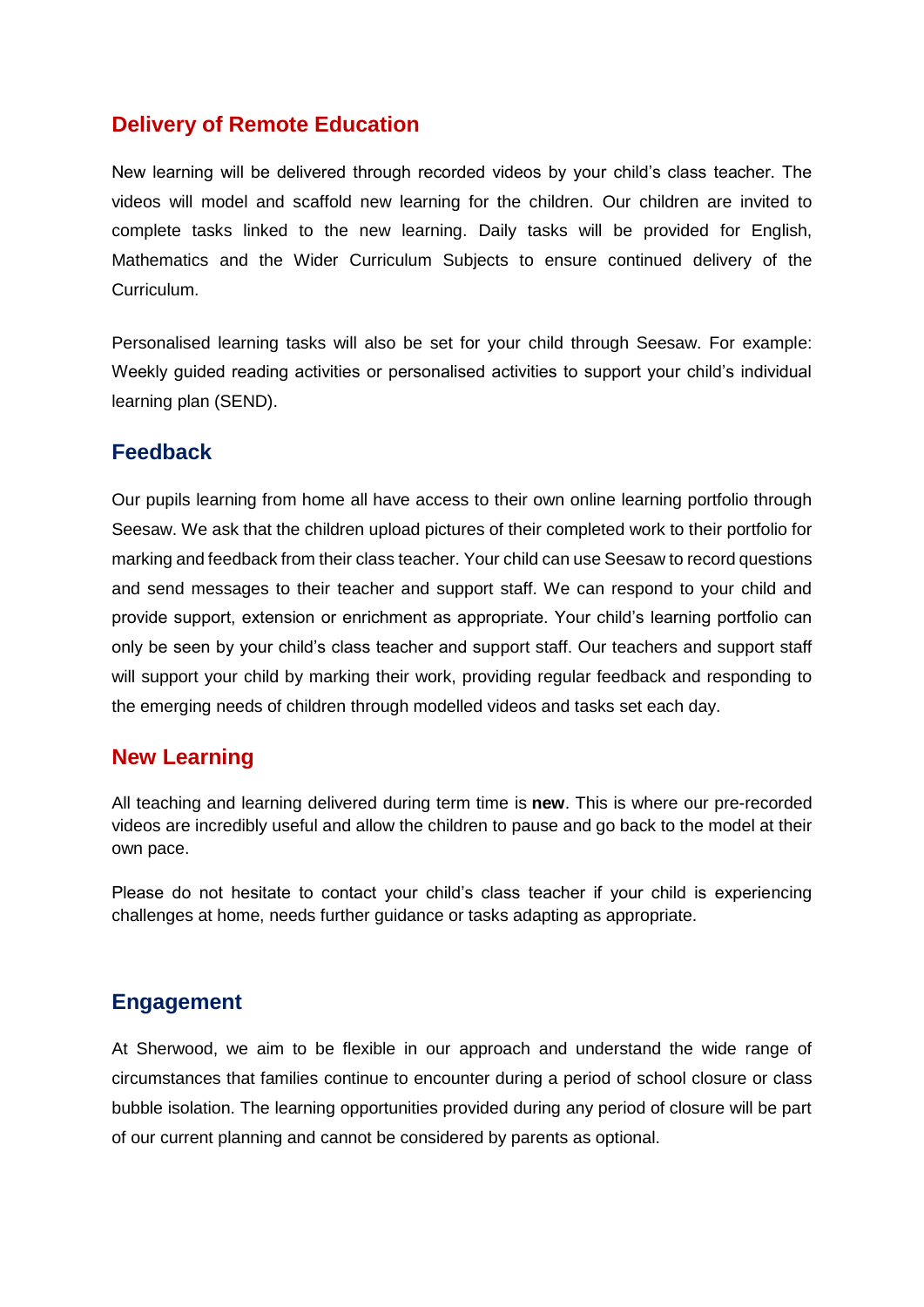## Delivery of Remote Education

New learning will be delivered through recorded videos by your child's class teacher. The videos will model and scaffold new learning for the children. Our children are invited to complete tasks linked to the new learning. Daily tasks will be provided for English, Mathematics and the Wider Curriculum Subjects to ensure continued delivery of the Curriculum.

Personalised learning tasks will also be set for your child through Seesaw. For example: Weekly guided reading activities or personalised activities to support your child's individual learning plan (SEND).

## Feedback

Our pupils learning from home all have access to their own online learning portfolio through Seesaw. We ask that the children upload pictures of their completed work to their portfolio for marking and feedback from their class teacher. Your child can use Seesaw to record questions and send messages to their teacher and support staff. We can respond to your child and provide support, extension or enrichment as appropriate. Your child's learning portfolio can only be seen by your child's class teacher and support staff. Our teachers and support staff will support your child by marking their work, providing regular feedback and responding to the emerging needs of children through modelled videos and tasks set each day.

## New Learning

All teaching and learning delivered during term time is **new**. This is where our pre-recorded videos are incredibly useful and allow the children to pause and go back to the model at their own pace.

Please do not hesitate to contact your child's class teacher if your child is experiencing challenges at home, needs further guidance or tasks adapting as appropriate.

## Engagement

At Sherwood, we aim to be flexible in our approach and understand the wide range of circumstances that families continue to encounter during a period of school closure or class bubble isolation. The learning opportunities provided during any period of closure will be part of our current planning and cannot be considered by parents as optional.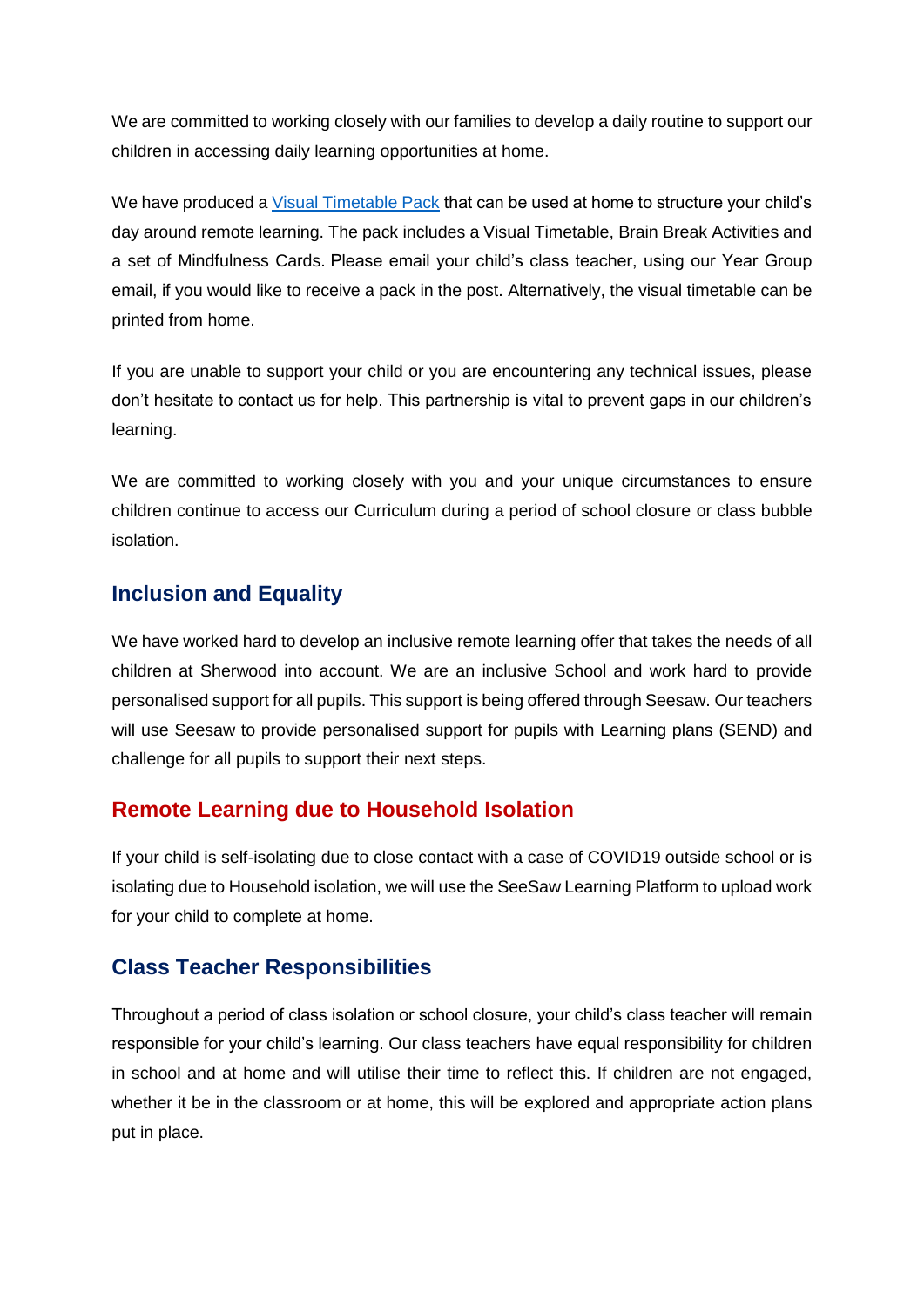We are committed to working closely with our families to develop a daily routine to support our children in accessing daily learning opportunities at home.

We have produced a Visual Timetable Pack that can be used at home to structure your child's day around remote learning. The pack includes a Visual Timetable, Brain Break Activities and a set of Mindfulness Cards. Please email your child's class teacher, using our Year Group email, if you would like to receive a pack in the post. Alternatively, the visual timetable can be printed from home.

If you are unable to support your child or you are encountering any technical issues, please don't hesitate to contact us for help. This partnership is vital to prevent gaps in our children's learning.

We are committed to working closely with you and your unique circumstances to ensure children continue to access our Curriculum during a period of school closure or class bubble isolation.

## Inclusion and Equality

We have worked hard to develop an inclusive remote learning offer that takes the needs of all children at Sherwood into account. We are an inclusive School and work hard to provide personalised support for all pupils. This support is being offered through Seesaw. Our teachers will use Seesaw to provide personalised support for pupils with Learning plans (SEND) and challenge for all pupils to support their next steps.

## Remote Learning due to Household Isolation

If your child is self-isolating due to close contact with a case of COVID19 outside school or is isolating due to Household isolation, we will use the SeeSaw Learning Platform to upload work for your child to complete at home.

## Class Teacher Responsibilities

Throughout a period of class isolation or school closure, your child's class teacher will remain responsible for your child's learning. Our class teachers have equal responsibility for children in school and at home and will utilise their time to reflect this. If children are not engaged, whether it be in the classroom or at home, this will be explored and appropriate action plans put in place.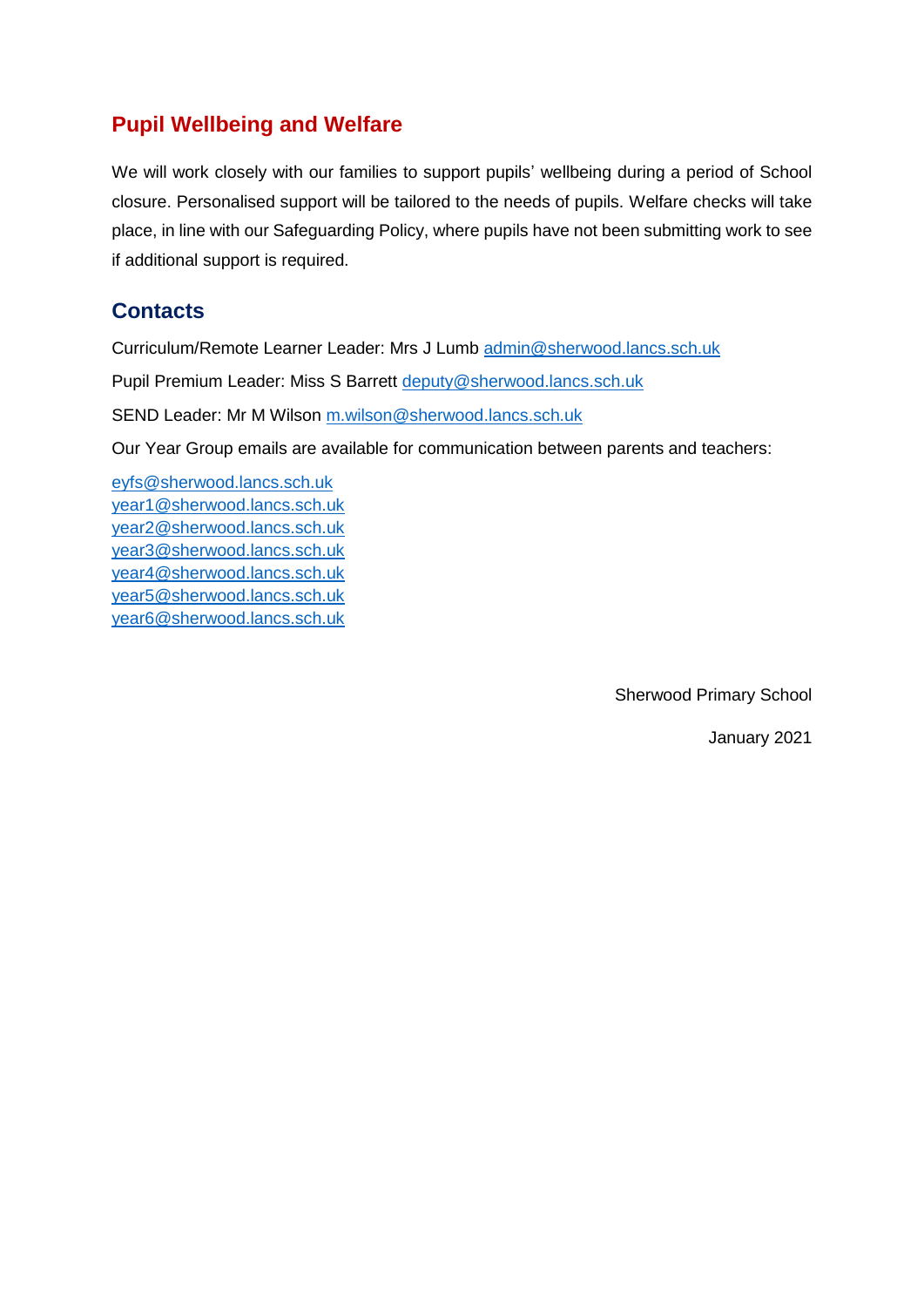## Pupil Wellbeing and Welfare

We will work closely with our families to support pupils' wellbeing during a period of School closure. Personalised support will be tailored to the needs of pupils. Welfare checks will take place, in line with our Safeguarding Policy, where pupils have not been submitting work to see if additional support is required.

## Contacts

Curriculum/Remote Learner Leader: Mrs J Lumb admin@sherwood.lancs.sch.uk

Pupil Premium Leader: Miss S Barrett deputy@sherwood.lancs.sch.uk

SEND Leader: Mr M Wilson m.wilson@sherwood.lancs.sch.uk

Our Year Group emails are available for communication between parents and teachers:

eyfs@sherwood.lancs.sch.uk
year1@sherwood.lancs.sch.uk
year2@sherwood.lancs.sch.uk
year3@sherwood.lancs.sch.uk
year4@sherwood.lancs.sch.uk
year5@sherwood.lancs.sch.uk
year6@sherwood.lancs.sch.uk

Sherwood Primary School

January 2021